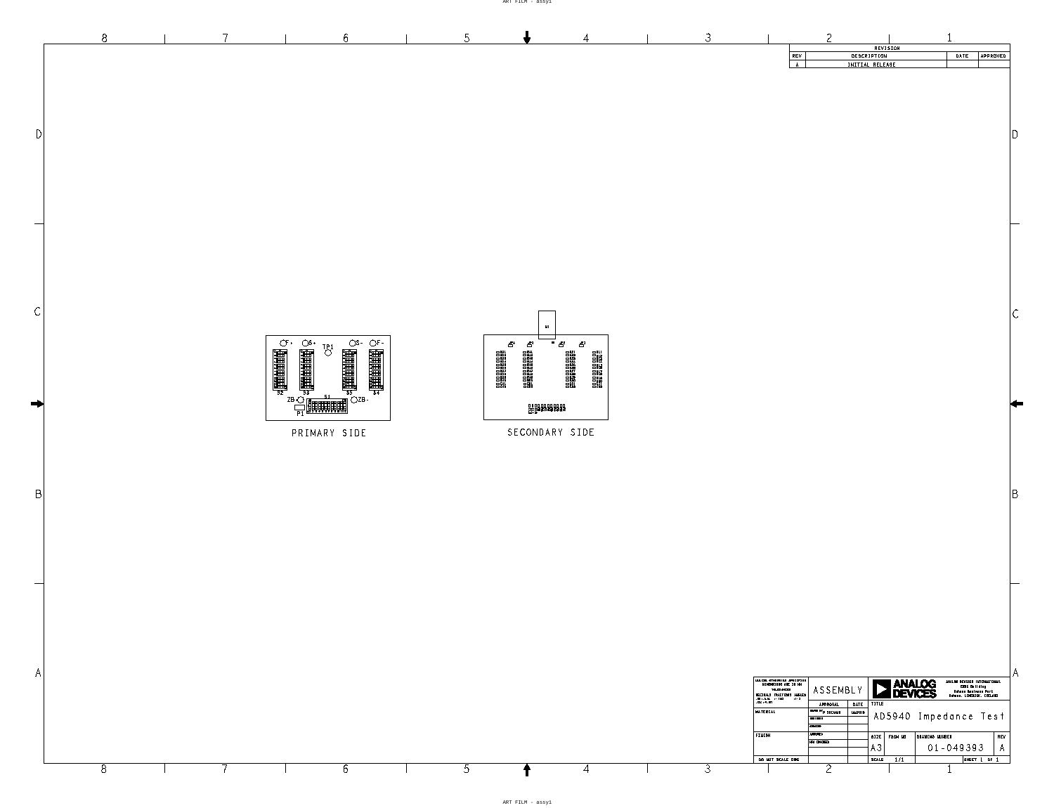| REVISION | | | |
|---|---|---|---|
| REV | DESCRIPTION | DATE | APPROVED |
| A | INITIAL RELEASE | | |

F+ S+ TP1 S- F-

S2 S3 S5 S4

ZB+ S1 ZB-

P1

PRIMARY SIDE

SECONDARY SIDE

ASSEMBLY

ANALOG DEVICES

TITLE

AD5940 Impedance Test

| SIZE | FSCM NO | DRAWING NUMBER | REV |
|---|---|---|---|
| A3 | | 01-049393 | A |

SCALE 1/1

SHEET 1 OF 1

DO NOT SCALE DWG

MATERIAL

FINISH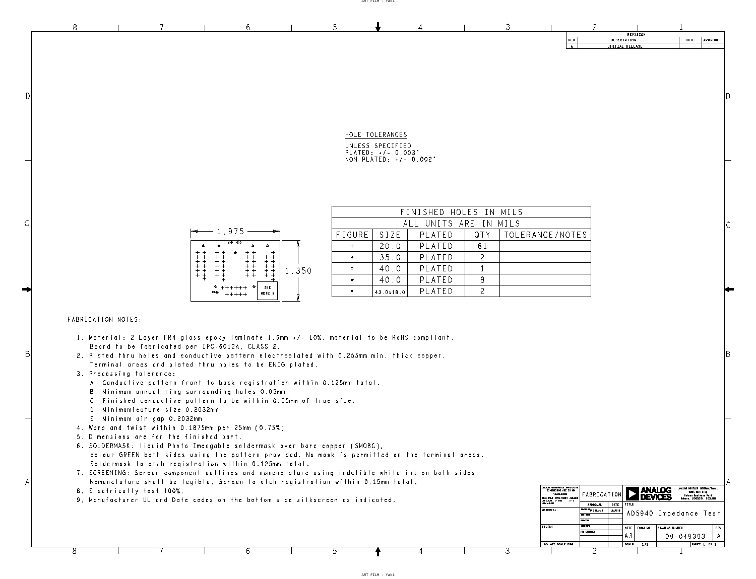| REVISION | | | |
|---|---|---|---|
| REV | DESCRIPTION | DATE | APPROVED |
| A | INITIAL RELEASE | | |

HOLE TOLERANCES

UNLESS SPECIFIED
PLATED: +/- 0.003"
NON PLATED: +/- 0.002"

1.975

1.350

SEE NOTE 9

| FINISHED HOLES IN MILS | | | | |
|---|---|---|---|---|
| ALL UNITS ARE IN MILS | | | | |
| FIGURE | SIZE | PLATED | QTY | TOLERANCE/NOTES |
| + | 20.0 | PLATED | 61 | |
| ◆ | 35.0 | PLATED | 2 | |
| ▫ | 40.0 | PLATED | 1 | |
| ◆ | 40.0 | PLATED | 8 | |
| ▫ | 43.0x18.0 | PLATED | 2 | |

FABRICATION NOTES:

1. Material: 2 Layer FR4 glass epoxy laminate 1.6mm +/- 10%. material to be RoHS compliant.
   Board to be fabricated per IPC-6012A, CLASS 2.
2. Plated thru holes and conductive pattern electroplated with 0.255mm min. thick copper.
   Terminal areas and plated thru holes to be ENIG plated.
3. Processing tolerance:
   A. Conductive pattern front to back registration within 0.125mm total.
   B. Minimum annual ring surrounding holes 0.05mm.
   C. Finished conductive pattern to be within 0.05mm of true size.
   D. Minimumfeature size 0.2032mm
   E. Minimum air gap 0.2032mm
4. Warp and twist within 0.1875mm per 25mm (0.75%)
5. Dimensions are for the finished part.
6. SOLDERMASK: liquid Photo Imeagable soldermask over bare copper (SMOBC),
   colour GREEN both sides using the pattern provided. No mask is permitted on the terminal areas.
   Soldermask to etch registration within 0.125mm total.
7. SCREENING: Screen component outlines and nomenclature using indelible white ink on both sides.
   Nomenclature shall be legible. Screen to etch registration within 0.15mm total.
8. Electrically test 100%.
9. Manufacturer UL and Date codes on the bottom side silkscreen as indicated.

| FABRICATION | ANALOG DEVICES | |
|---|---|---|
| TITLE | AD5940 Impedance Test | |
| SIZE | DRAWING NUMBER | REV |
| A3 | 09-049393 | A |
| SCALE 1/1 | SHEET 1 OF 1 | |

DO NOT SCALE DRG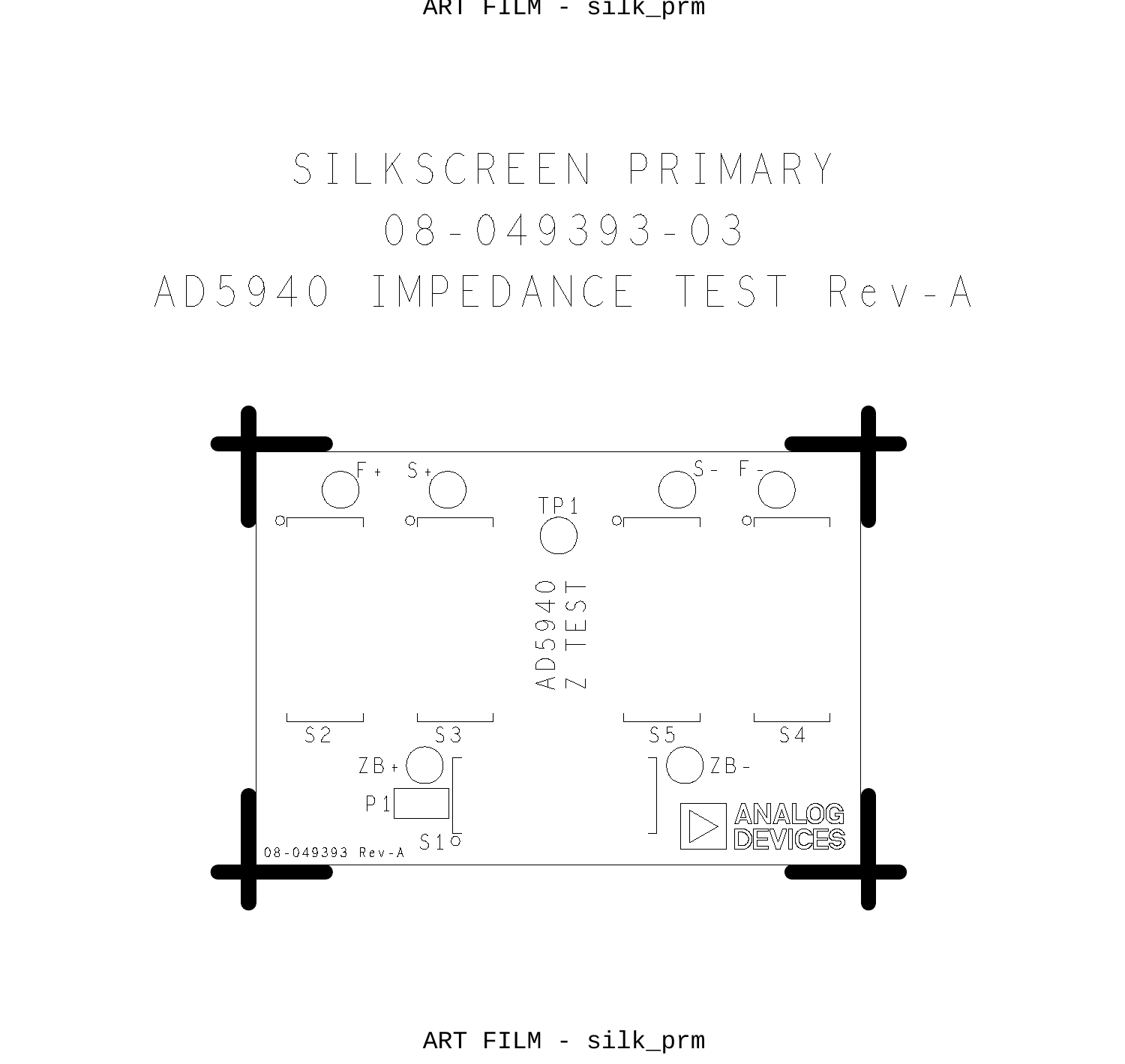# SILKSCREEN PRIMARY

## 08-049393-03

## AD5940 IMPEDANCE TEST Rev-A

F+ S+ S- F-

TP1

AD5940
Z TEST

S2 S3 S5 S4

ZB+ ZB-

P1

S1

08-049393 Rev-A

ANALOG DEVICES

ART FILM - silk_prm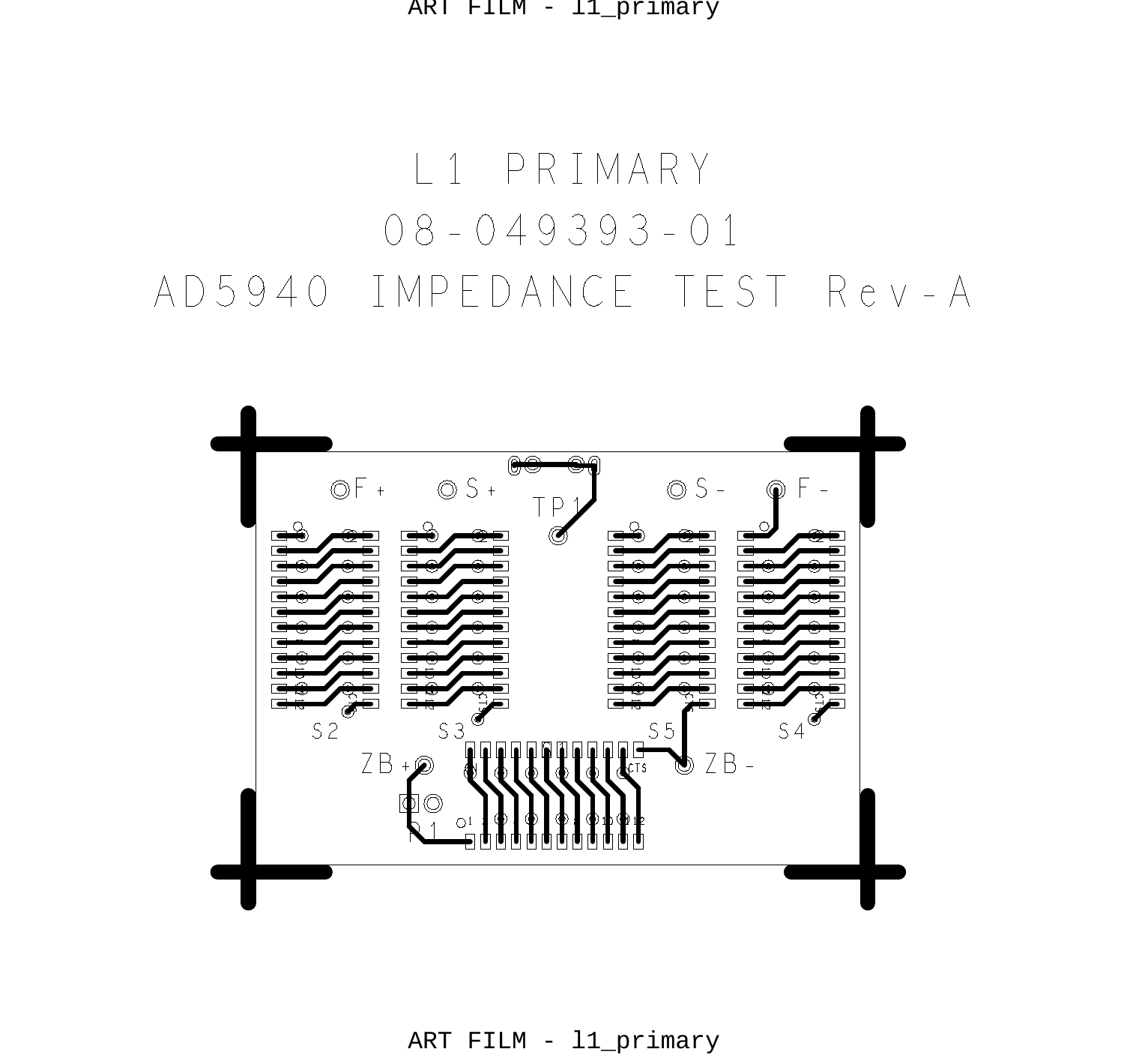ART FILM - l1_primary

# L1 PRIMARY

# 08-049393-01

# AD5940 IMPEDANCE TEST Rev-A

F+ S+ TP1 S- F-

S2 S3 S5 S4

ZB+ ZB-

P1

ART FILM - l1_primary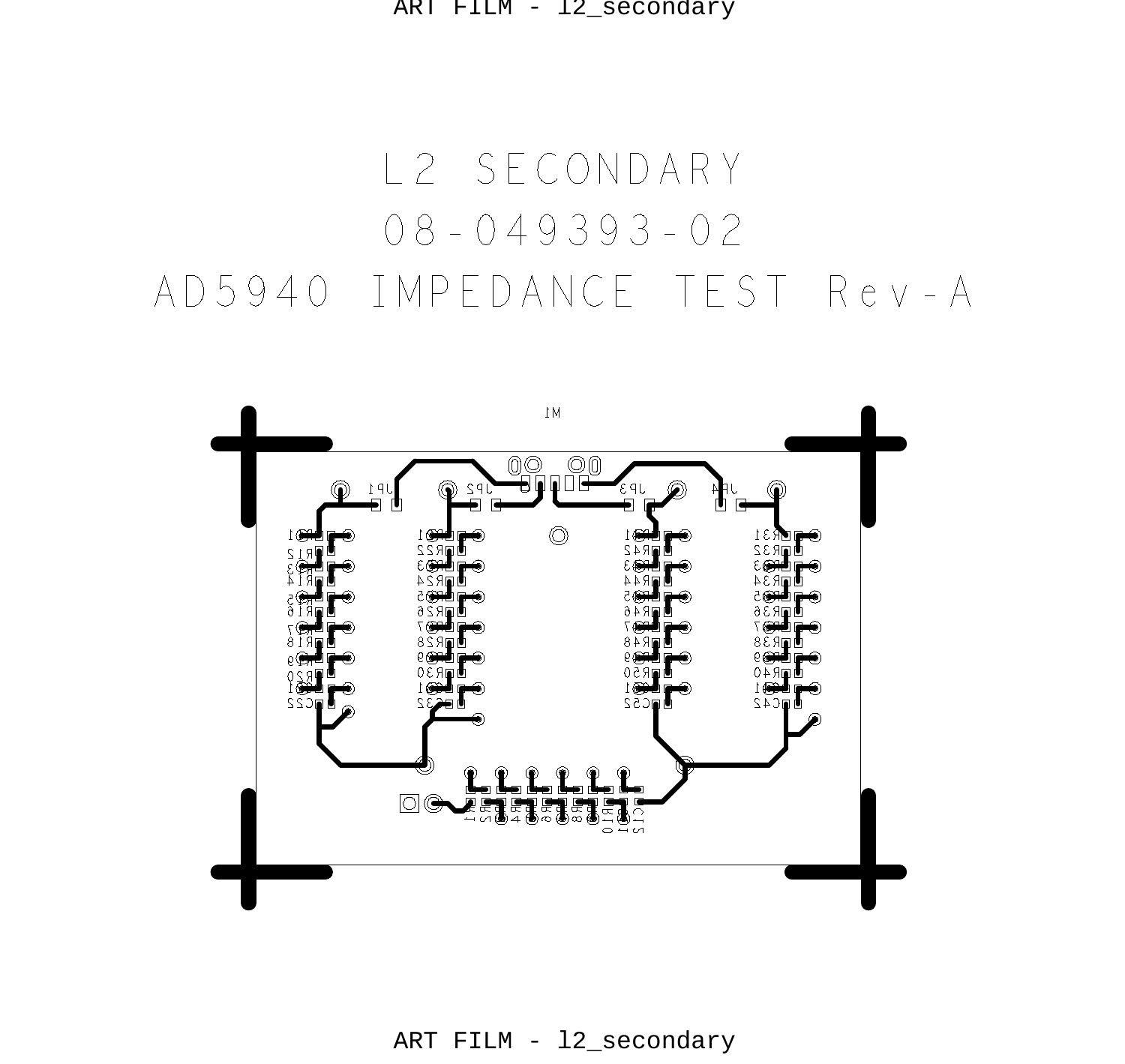ART FILM - l2_secondary

# L2 SECONDARY

# 08-049393-02

# AD5940 IMPEDANCE TEST Rev-A

ART FILM - l2_secondary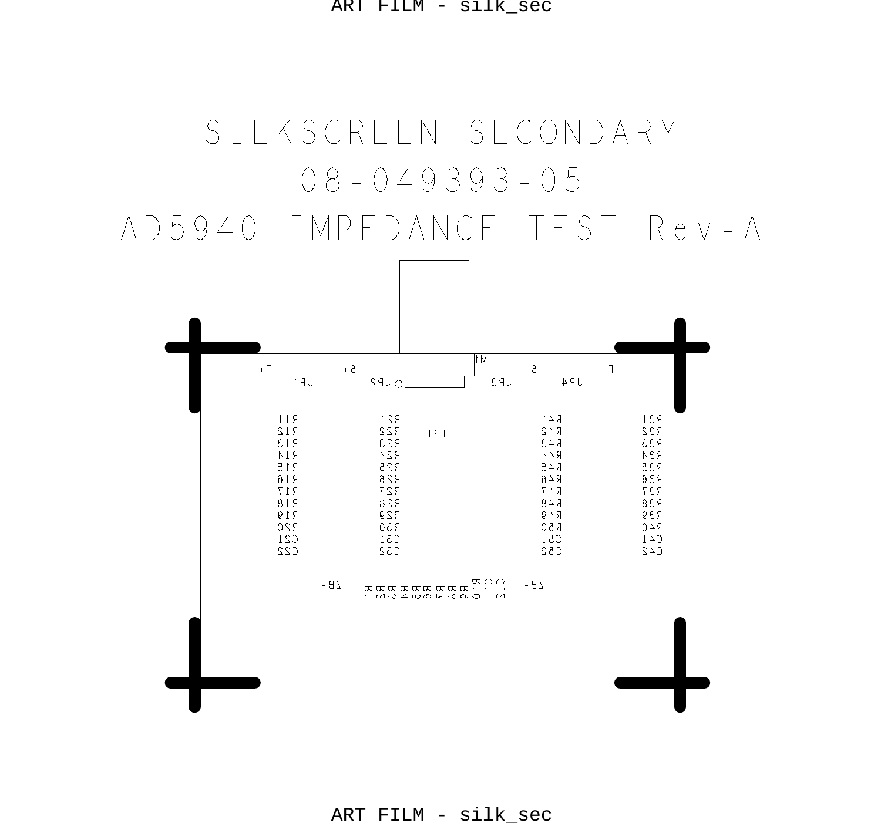# SILKSCREEN SECONDARY

# 08-049393-05

# AD5940 IMPEDANCE TEST Rev-A

M1

F+ S+ S- F-

JP1 JP2 JP3 JP4

TP1

| R11 | R21 | R41 | R31 |
| --- | --- | --- | --- |
| R12 | R22 | R42 | R32 |
| R13 | R23 | R43 | R33 |
| R14 | R24 | R44 | R34 |
| R15 | R25 | R45 | R35 |
| R16 | R26 | R46 | R36 |
| R17 | R27 | R47 | R37 |
| R18 | R28 | R48 | R38 |
| R19 | R29 | R49 | R39 |
| R20 | R30 | R50 | R40 |
| C21 | C31 | C51 | C41 |
| C22 | C32 | C52 | C42 |

ZB+ R1 R2 R3 R4 R5 R6 R7 R8 R9 R10 C11 C12 ZB-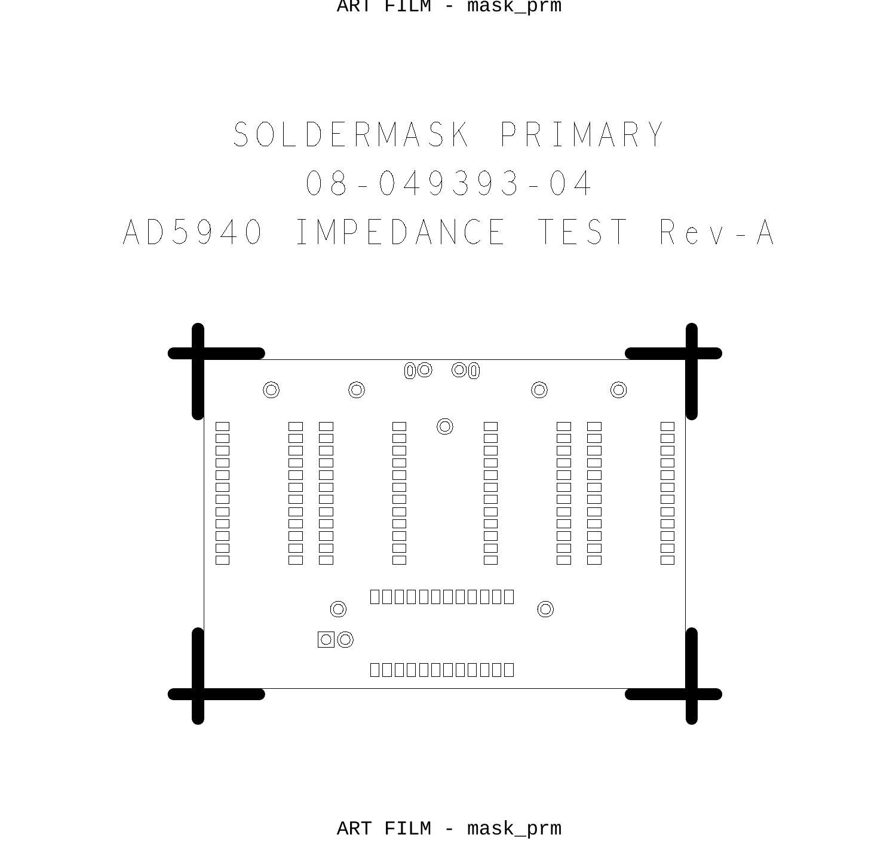# SOLDERMASK PRIMARY

# 08-049393-04

# AD5940 IMPEDANCE TEST Rev-A

ART FILM - mask_prm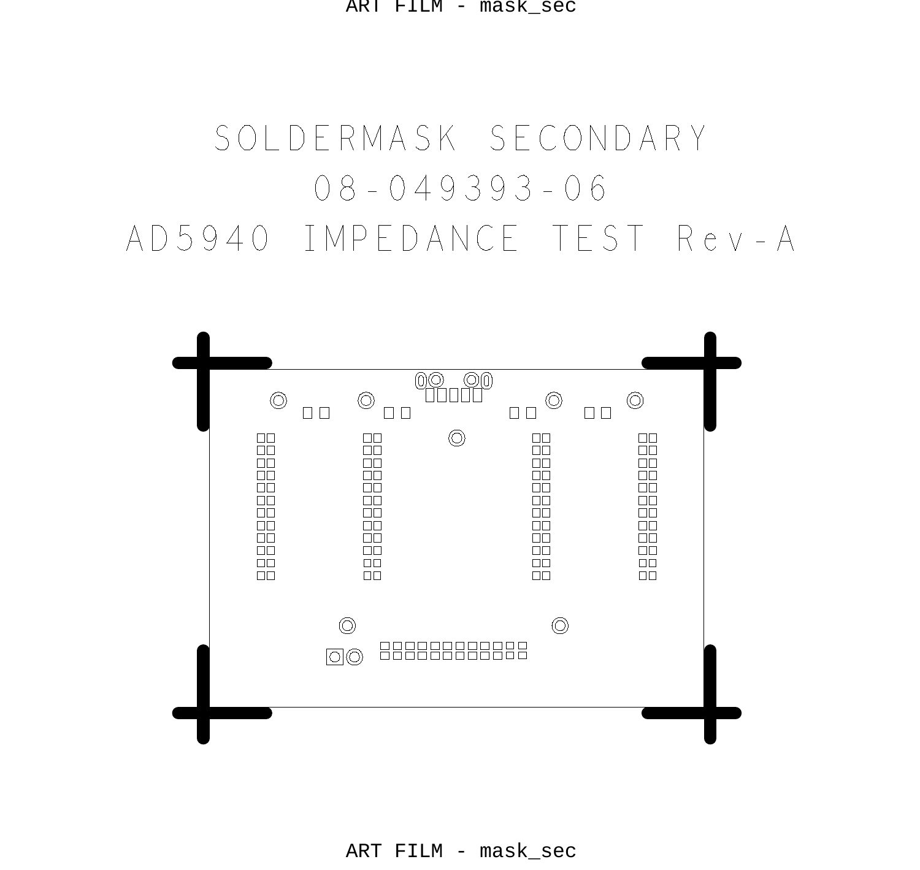ART FILM - mask_sec

# SOLDERMASK SECONDARY

# 08-049393-06

# AD5940 IMPEDANCE TEST Rev-A

ART FILM - mask_sec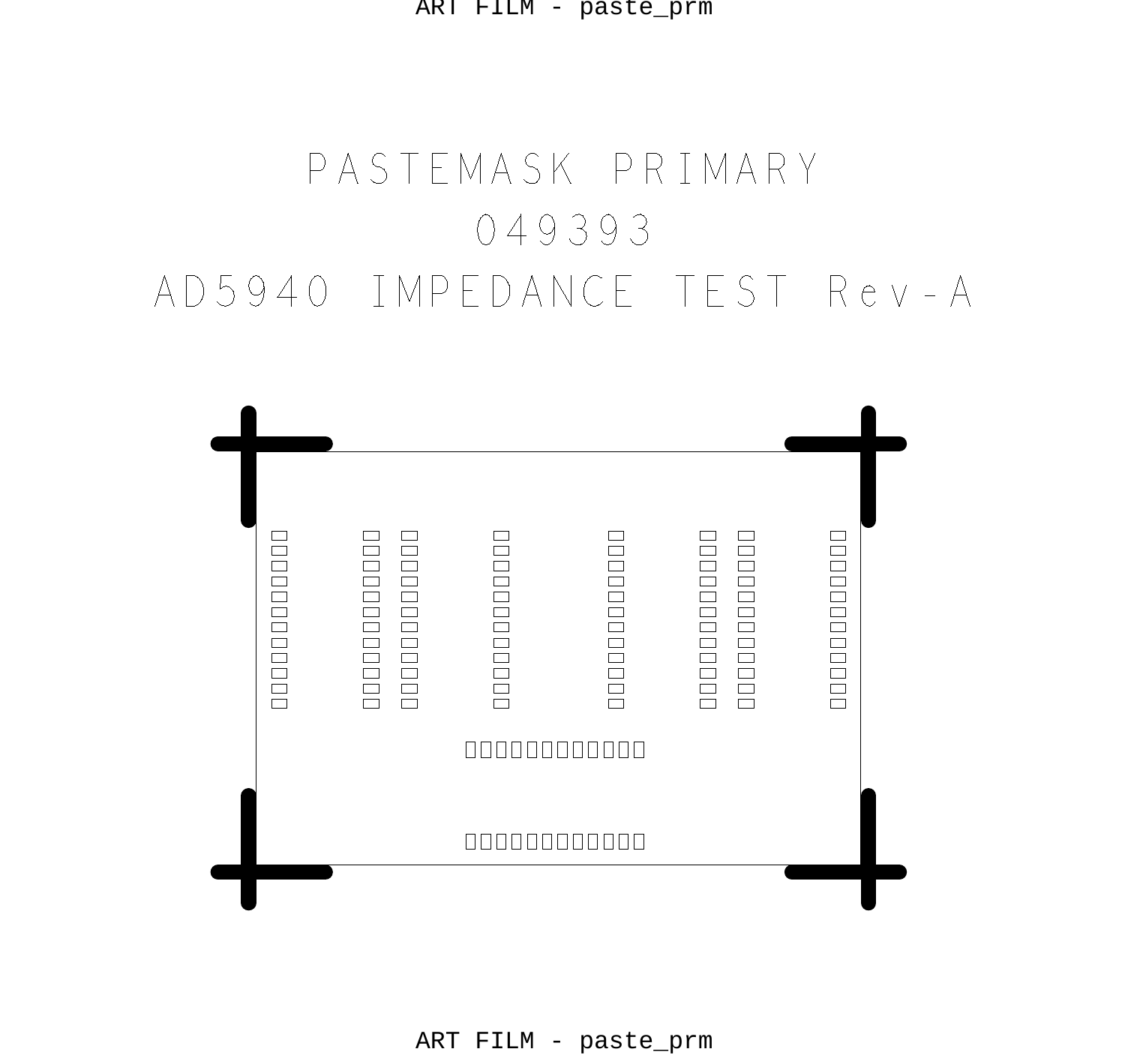# PASTEMASK PRIMARY

# 049393

# AD5940 IMPEDANCE TEST Rev-A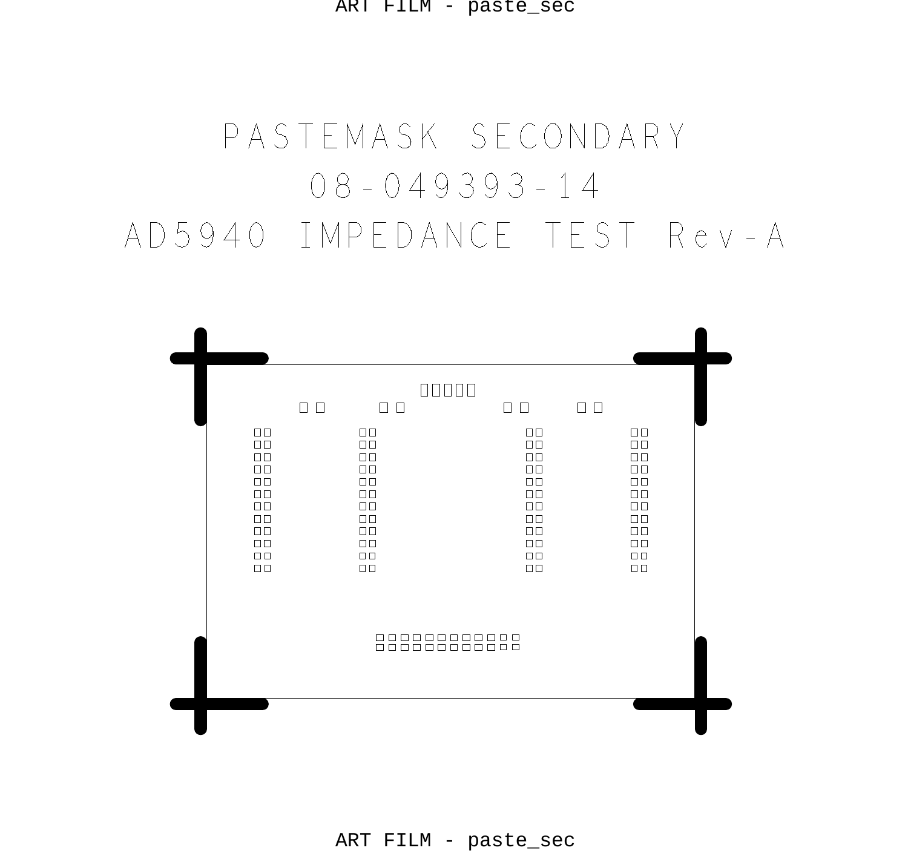# PASTEMASK SECONDARY

# 08-049393-14

# AD5940 IMPEDANCE TEST Rev-A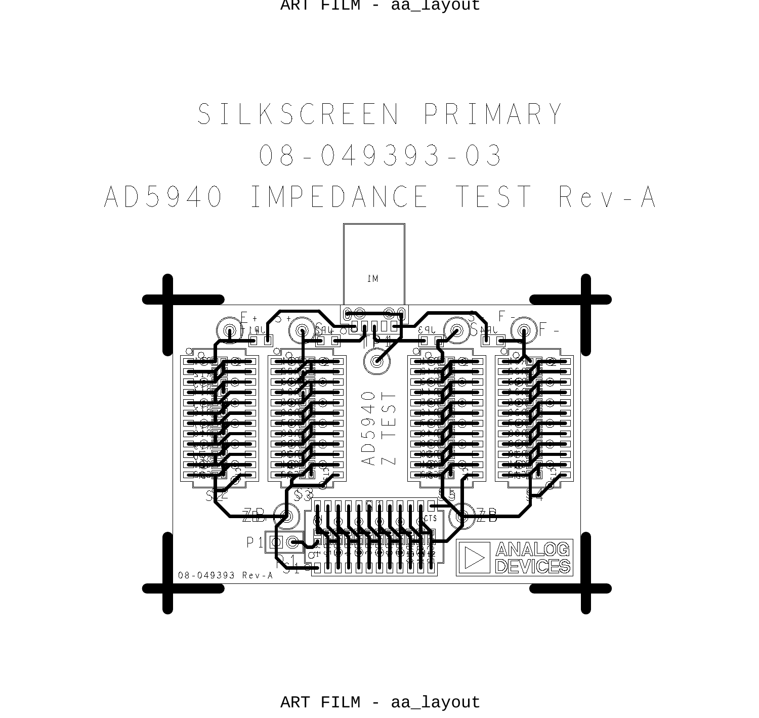ART FILM - aa_layout

# SILKSCREEN PRIMARY

# 08-049393-03

# AD5940 IMPEDANCE TEST Rev-A

E+ S+ S- F- F-

AD5940
Z TEST

S2 S3 S5 S4

ZB ZB

P1

08-049393 Rev-A

ANALOG DEVICES

ART FILM - aa_layout